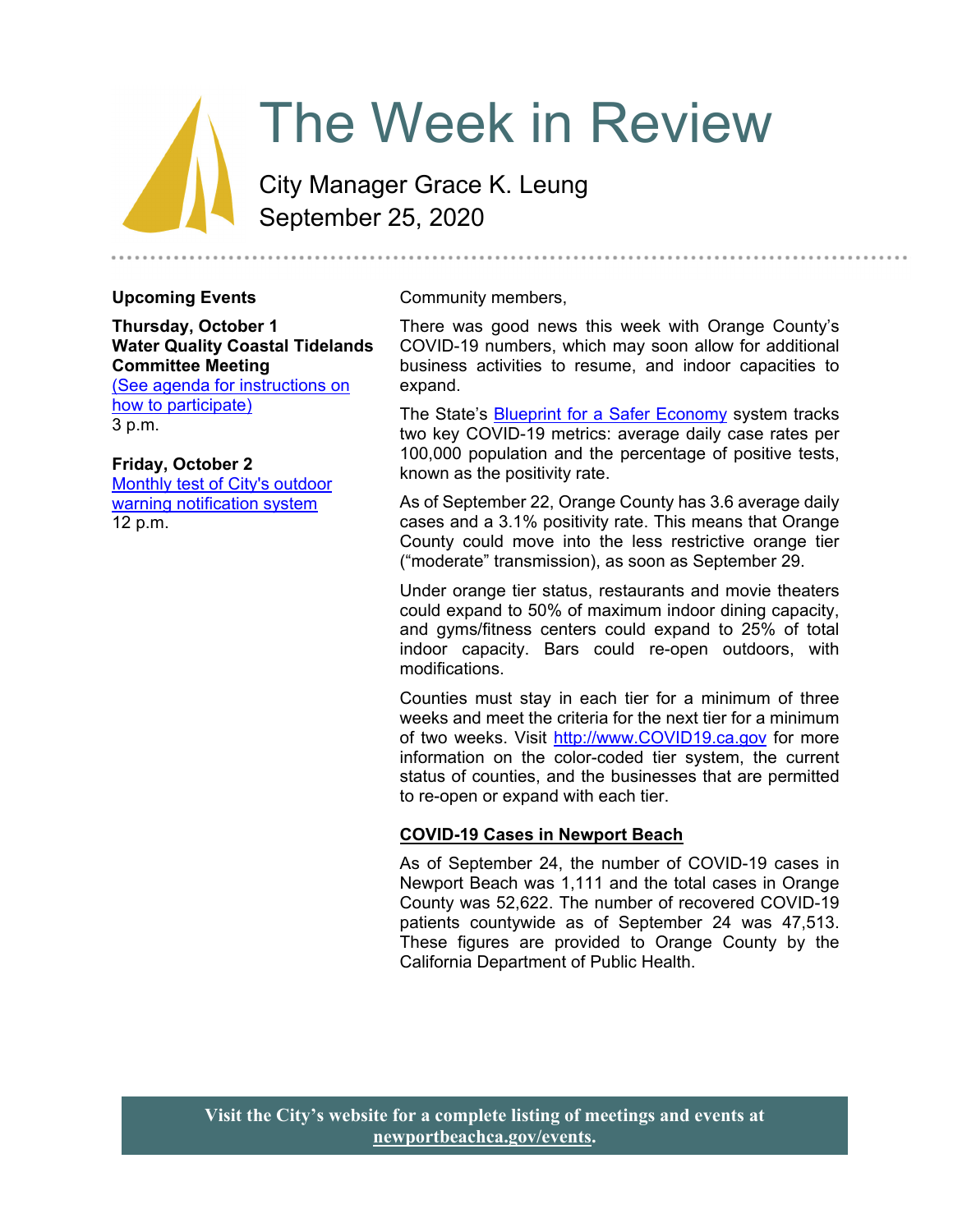# The Week in Review

City Manager Grace K. Leung
September 25, 2020

**Upcoming Events**

**Thursday, October 1**
**Water Quality Coastal Tidelands Committee Meeting**
(See agenda for instructions on how to participate)
3 p.m.

**Friday, October 2**
Monthly test of City's outdoor warning notification system
12 p.m.

Community members,

There was good news this week with Orange County's COVID-19 numbers, which may soon allow for additional business activities to resume, and indoor capacities to expand.

The State's Blueprint for a Safer Economy system tracks two key COVID-19 metrics: average daily case rates per 100,000 population and the percentage of positive tests, known as the positivity rate.

As of September 22, Orange County has 3.6 average daily cases and a 3.1% positivity rate. This means that Orange County could move into the less restrictive orange tier ("moderate" transmission), as soon as September 29.

Under orange tier status, restaurants and movie theaters could expand to 50% of maximum indoor dining capacity, and gyms/fitness centers could expand to 25% of total indoor capacity. Bars could re-open outdoors, with modifications.

Counties must stay in each tier for a minimum of three weeks and meet the criteria for the next tier for a minimum of two weeks. Visit http://www.COVID19.ca.gov for more information on the color-coded tier system, the current status of counties, and the businesses that are permitted to re-open or expand with each tier.

**COVID-19 Cases in Newport Beach**

As of September 24, the number of COVID-19 cases in Newport Beach was 1,111 and the total cases in Orange County was 52,622. The number of recovered COVID-19 patients countywide as of September 24 was 47,513. These figures are provided to Orange County by the California Department of Public Health.

**Visit the City's website for a complete listing of meetings and events at newportbeachca.gov/events.**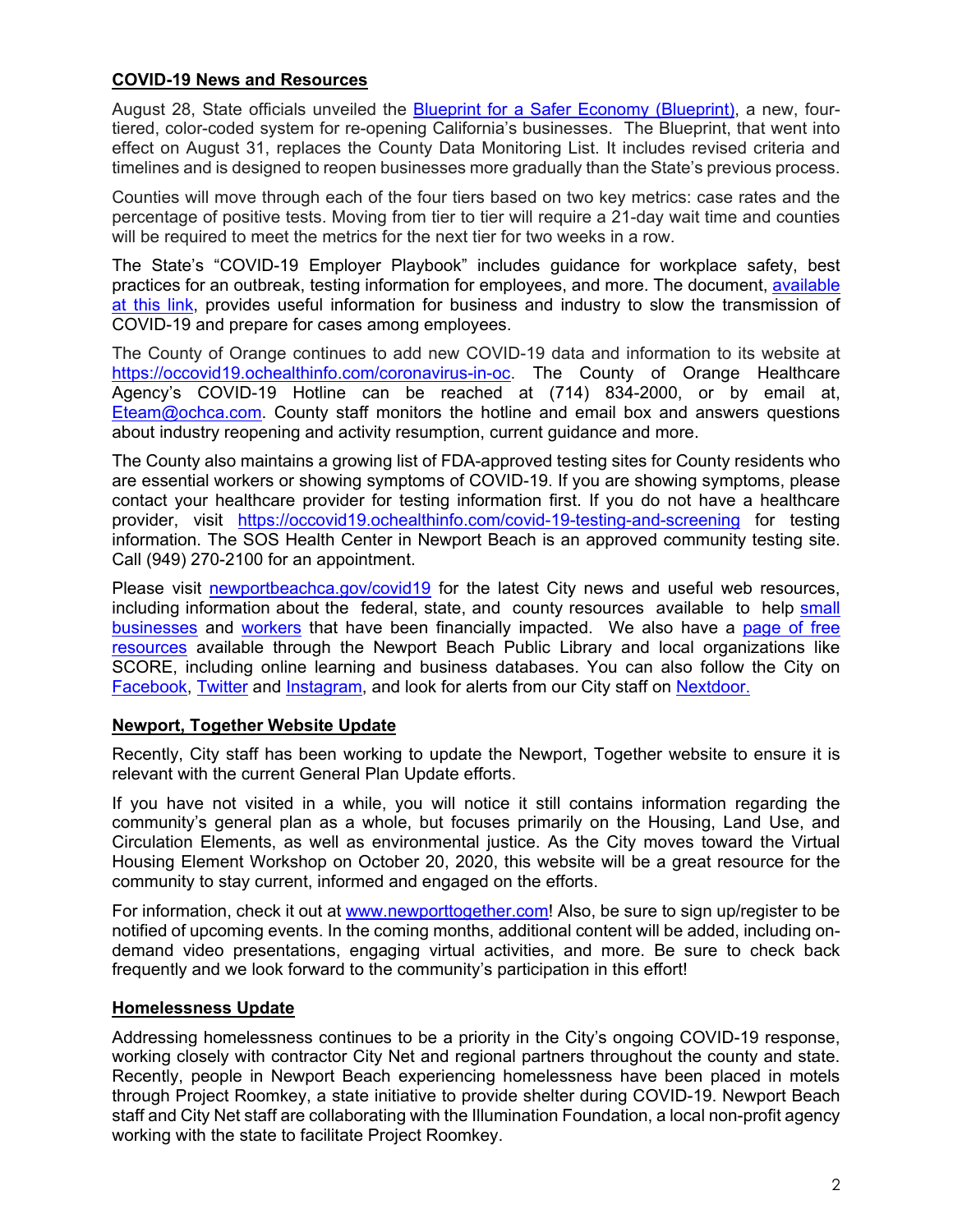## COVID-19 News and Resources

August 28, State officials unveiled the Blueprint for a Safer Economy (Blueprint), a new, four-tiered, color-coded system for re-opening California's businesses. The Blueprint, that went into effect on August 31, replaces the County Data Monitoring List. It includes revised criteria and timelines and is designed to reopen businesses more gradually than the State's previous process.

Counties will move through each of the four tiers based on two key metrics: case rates and the percentage of positive tests. Moving from tier to tier will require a 21-day wait time and counties will be required to meet the metrics for the next tier for two weeks in a row.

The State's "COVID-19 Employer Playbook" includes guidance for workplace safety, best practices for an outbreak, testing information for employees, and more. The document, available at this link, provides useful information for business and industry to slow the transmission of COVID-19 and prepare for cases among employees.

The County of Orange continues to add new COVID-19 data and information to its website at https://occovid19.ochealthinfo.com/coronavirus-in-oc. The County of Orange Healthcare Agency's COVID-19 Hotline can be reached at (714) 834-2000, or by email at, Eteam@ochca.com. County staff monitors the hotline and email box and answers questions about industry reopening and activity resumption, current guidance and more.

The County also maintains a growing list of FDA-approved testing sites for County residents who are essential workers or showing symptoms of COVID-19. If you are showing symptoms, please contact your healthcare provider for testing information first. If you do not have a healthcare provider, visit https://occovid19.ochealthinfo.com/covid-19-testing-and-screening for testing information. The SOS Health Center in Newport Beach is an approved community testing site. Call (949) 270-2100 for an appointment.

Please visit newportbeachca.gov/covid19 for the latest City news and useful web resources, including information about the federal, state, and county resources available to help small businesses and workers that have been financially impacted. We also have a page of free resources available through the Newport Beach Public Library and local organizations like SCORE, including online learning and business databases. You can also follow the City on Facebook, Twitter and Instagram, and look for alerts from our City staff on Nextdoor.

## Newport, Together Website Update

Recently, City staff has been working to update the Newport, Together website to ensure it is relevant with the current General Plan Update efforts.

If you have not visited in a while, you will notice it still contains information regarding the community's general plan as a whole, but focuses primarily on the Housing, Land Use, and Circulation Elements, as well as environmental justice. As the City moves toward the Virtual Housing Element Workshop on October 20, 2020, this website will be a great resource for the community to stay current, informed and engaged on the efforts.

For information, check it out at www.newporttogether.com! Also, be sure to sign up/register to be notified of upcoming events. In the coming months, additional content will be added, including on-demand video presentations, engaging virtual activities, and more. Be sure to check back frequently and we look forward to the community's participation in this effort!

## Homelessness Update

Addressing homelessness continues to be a priority in the City's ongoing COVID-19 response, working closely with contractor City Net and regional partners throughout the county and state. Recently, people in Newport Beach experiencing homelessness have been placed in motels through Project Roomkey, a state initiative to provide shelter during COVID-19. Newport Beach staff and City Net staff are collaborating with the Illumination Foundation, a local non-profit agency working with the state to facilitate Project Roomkey.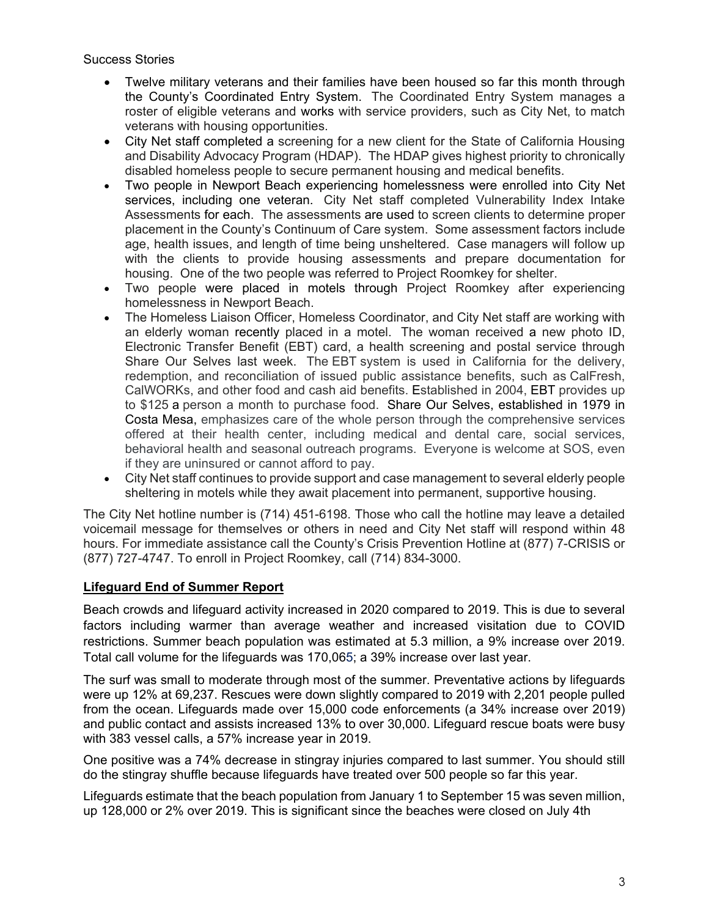Success Stories

- Twelve military veterans and their families have been housed so far this month through the County's Coordinated Entry System. The Coordinated Entry System manages a roster of eligible veterans and works with service providers, such as City Net, to match veterans with housing opportunities.
- City Net staff completed a screening for a new client for the State of California Housing and Disability Advocacy Program (HDAP). The HDAP gives highest priority to chronically disabled homeless people to secure permanent housing and medical benefits.
- Two people in Newport Beach experiencing homelessness were enrolled into City Net services, including one veteran. City Net staff completed Vulnerability Index Intake Assessments for each. The assessments are used to screen clients to determine proper placement in the County's Continuum of Care system. Some assessment factors include age, health issues, and length of time being unsheltered. Case managers will follow up with the clients to provide housing assessments and prepare documentation for housing. One of the two people was referred to Project Roomkey for shelter.
- Two people were placed in motels through Project Roomkey after experiencing homelessness in Newport Beach.
- The Homeless Liaison Officer, Homeless Coordinator, and City Net staff are working with an elderly woman recently placed in a motel. The woman received a new photo ID, Electronic Transfer Benefit (EBT) card, a health screening and postal service through Share Our Selves last week. The EBT system is used in California for the delivery, redemption, and reconciliation of issued public assistance benefits, such as CalFresh, CalWORKs, and other food and cash aid benefits. Established in 2004, EBT provides up to $125 a person a month to purchase food. Share Our Selves, established in 1979 in Costa Mesa, emphasizes care of the whole person through the comprehensive services offered at their health center, including medical and dental care, social services, behavioral health and seasonal outreach programs. Everyone is welcome at SOS, even if they are uninsured or cannot afford to pay.
- City Net staff continues to provide support and case management to several elderly people sheltering in motels while they await placement into permanent, supportive housing.

The City Net hotline number is (714) 451-6198. Those who call the hotline may leave a detailed voicemail message for themselves or others in need and City Net staff will respond within 48 hours. For immediate assistance call the County's Crisis Prevention Hotline at (877) 7-CRISIS or (877) 727-4747. To enroll in Project Roomkey, call (714) 834-3000.

## Lifeguard End of Summer Report

Beach crowds and lifeguard activity increased in 2020 compared to 2019. This is due to several factors including warmer than average weather and increased visitation due to COVID restrictions. Summer beach population was estimated at 5.3 million, a 9% increase over 2019. Total call volume for the lifeguards was 170,065; a 39% increase over last year.

The surf was small to moderate through most of the summer. Preventative actions by lifeguards were up 12% at 69,237. Rescues were down slightly compared to 2019 with 2,201 people pulled from the ocean. Lifeguards made over 15,000 code enforcements (a 34% increase over 2019) and public contact and assists increased 13% to over 30,000. Lifeguard rescue boats were busy with 383 vessel calls, a 57% increase year in 2019.

One positive was a 74% decrease in stingray injuries compared to last summer. You should still do the stingray shuffle because lifeguards have treated over 500 people so far this year.

Lifeguards estimate that the beach population from January 1 to September 15 was seven million, up 128,000 or 2% over 2019. This is significant since the beaches were closed on July 4th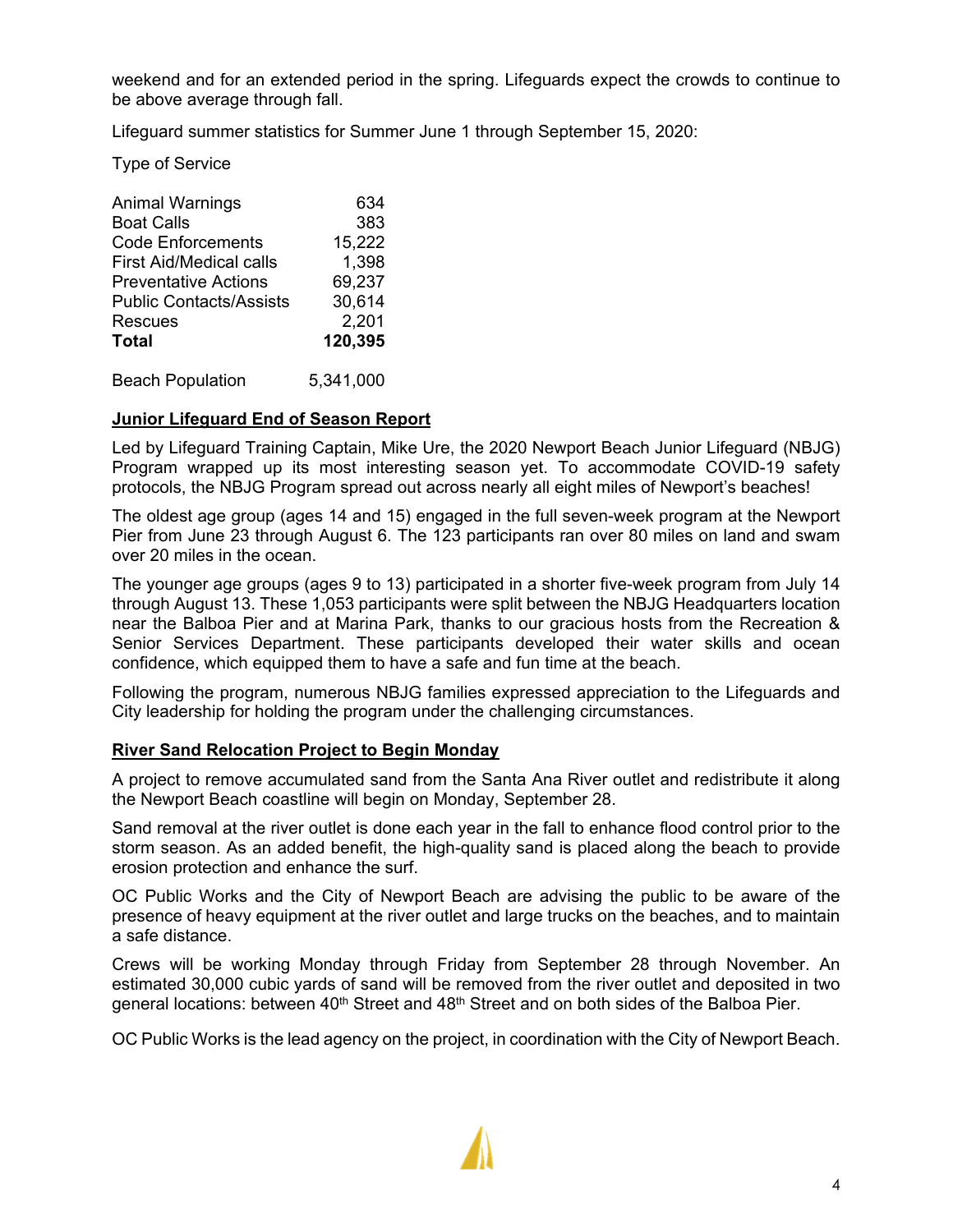weekend and for an extended period in the spring. Lifeguards expect the crowds to continue to be above average through fall.

Lifeguard summer statistics for Summer June 1 through September 15, 2020:

Type of Service

| | |
|---|---|
| Animal Warnings | 634 |
| Boat Calls | 383 |
| Code Enforcements | 15,222 |
| First Aid/Medical calls | 1,398 |
| Preventative Actions | 69,237 |
| Public Contacts/Assists | 30,614 |
| Rescues | 2,201 |
| **Total** | **120,395** |
| | |
| Beach Population | 5,341,000 |

## Junior Lifeguard End of Season Report

Led by Lifeguard Training Captain, Mike Ure, the 2020 Newport Beach Junior Lifeguard (NBJG) Program wrapped up its most interesting season yet. To accommodate COVID-19 safety protocols, the NBJG Program spread out across nearly all eight miles of Newport's beaches!

The oldest age group (ages 14 and 15) engaged in the full seven-week program at the Newport Pier from June 23 through August 6. The 123 participants ran over 80 miles on land and swam over 20 miles in the ocean.

The younger age groups (ages 9 to 13) participated in a shorter five-week program from July 14 through August 13. These 1,053 participants were split between the NBJG Headquarters location near the Balboa Pier and at Marina Park, thanks to our gracious hosts from the Recreation & Senior Services Department. These participants developed their water skills and ocean confidence, which equipped them to have a safe and fun time at the beach.

Following the program, numerous NBJG families expressed appreciation to the Lifeguards and City leadership for holding the program under the challenging circumstances.

## River Sand Relocation Project to Begin Monday

A project to remove accumulated sand from the Santa Ana River outlet and redistribute it along the Newport Beach coastline will begin on Monday, September 28.

Sand removal at the river outlet is done each year in the fall to enhance flood control prior to the storm season. As an added benefit, the high-quality sand is placed along the beach to provide erosion protection and enhance the surf.

OC Public Works and the City of Newport Beach are advising the public to be aware of the presence of heavy equipment at the river outlet and large trucks on the beaches, and to maintain a safe distance.

Crews will be working Monday through Friday from September 28 through November. An estimated 30,000 cubic yards of sand will be removed from the river outlet and deposited in two general locations: between 40th Street and 48th Street and on both sides of the Balboa Pier.

OC Public Works is the lead agency on the project, in coordination with the City of Newport Beach.